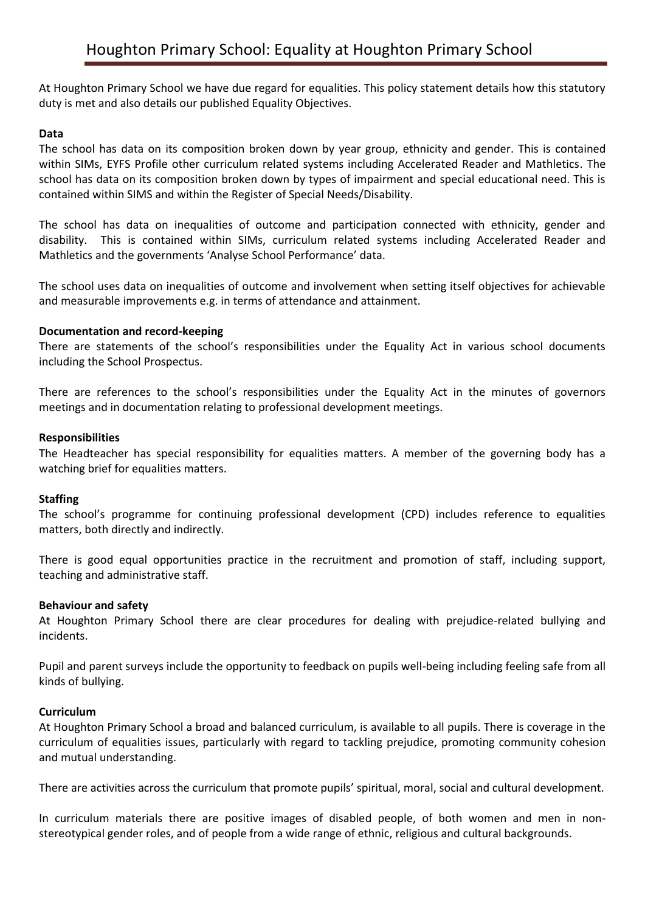# Houghton Primary School: Equality at Houghton Primary School

At Houghton Primary School we have due regard for equalities. This policy statement details how this statutory duty is met and also details our published Equality Objectives.

**Data**

The school has data on its composition broken down by year group, ethnicity and gender. This is contained within SIMs, EYFS Profile other curriculum related systems including Accelerated Reader and Mathletics. The school has data on its composition broken down by types of impairment and special educational need. This is contained within SIMS and within the Register of Special Needs/Disability.

The school has data on inequalities of outcome and participation connected with ethnicity, gender and disability. This is contained within SIMs, curriculum related systems including Accelerated Reader and Mathletics and the governments 'Analyse School Performance' data.

The school uses data on inequalities of outcome and involvement when setting itself objectives for achievable and measurable improvements e.g. in terms of attendance and attainment.

**Documentation and record-keeping**

There are statements of the school's responsibilities under the Equality Act in various school documents including the School Prospectus.

There are references to the school's responsibilities under the Equality Act in the minutes of governors meetings and in documentation relating to professional development meetings.

**Responsibilities**

The Headteacher has special responsibility for equalities matters. A member of the governing body has a watching brief for equalities matters.

**Staffing**

The school's programme for continuing professional development (CPD) includes reference to equalities matters, both directly and indirectly.

There is good equal opportunities practice in the recruitment and promotion of staff, including support, teaching and administrative staff.

**Behaviour and safety**

At Houghton Primary School there are clear procedures for dealing with prejudice-related bullying and incidents.

Pupil and parent surveys include the opportunity to feedback on pupils well-being including feeling safe from all kinds of bullying.

**Curriculum**

At Houghton Primary School a broad and balanced curriculum, is available to all pupils. There is coverage in the curriculum of equalities issues, particularly with regard to tackling prejudice, promoting community cohesion and mutual understanding.

There are activities across the curriculum that promote pupils' spiritual, moral, social and cultural development.

In curriculum materials there are positive images of disabled people, of both women and men in non-stereotypical gender roles, and of people from a wide range of ethnic, religious and cultural backgrounds.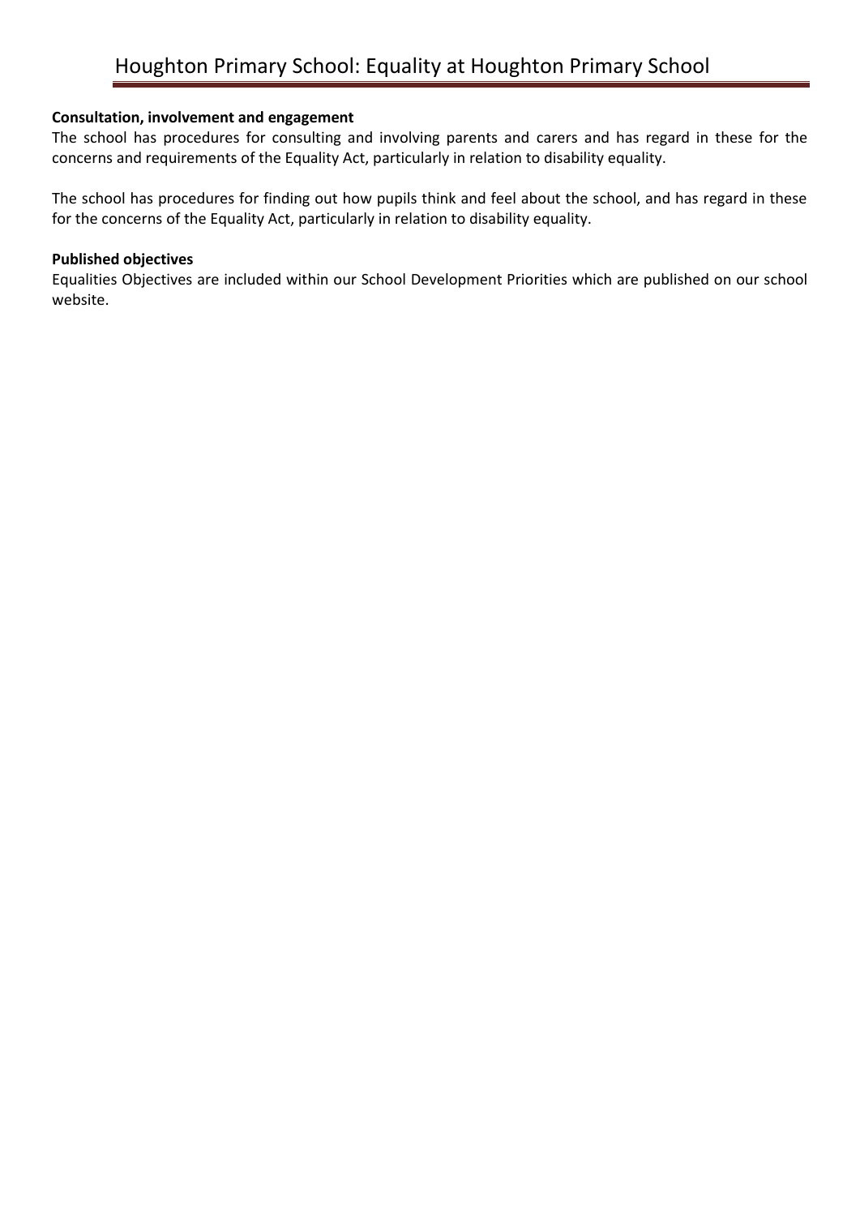**Consultation, involvement and engagement**

The school has procedures for consulting and involving parents and carers and has regard in these for the concerns and requirements of the Equality Act, particularly in relation to disability equality.

The school has procedures for finding out how pupils think and feel about the school, and has regard in these for the concerns of the Equality Act, particularly in relation to disability equality.

**Published objectives**

Equalities Objectives are included within our School Development Priorities which are published on our school website.